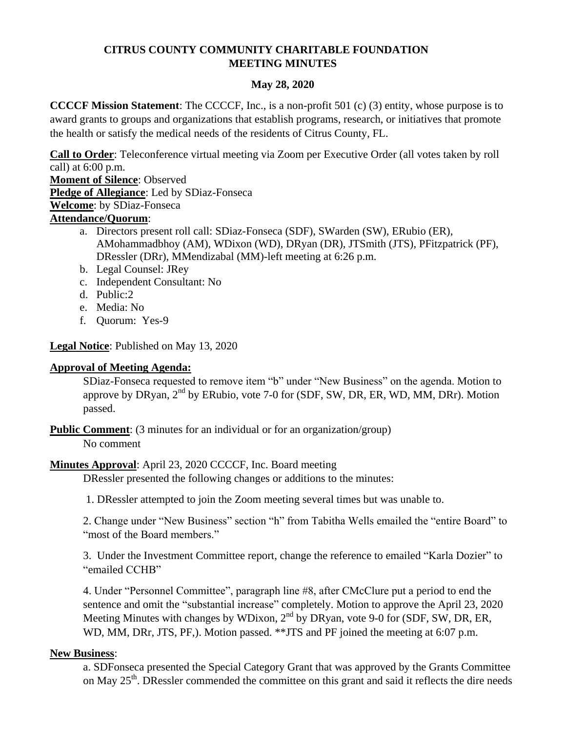# CITRUS COUNTY COMMUNITY CHARITABLE FOUNDATION MEETING MINUTES

## May 28, 2020

**CCCCF Mission Statement**: The CCCCF, Inc., is a non-profit 501 (c) (3) entity, whose purpose is to award grants to groups and organizations that establish programs, research, or initiatives that promote the health or satisfy the medical needs of the residents of Citrus County, FL.

**Call to Order**: Teleconference virtual meeting via Zoom per Executive Order (all votes taken by roll call) at 6:00 p.m.
**Moment of Silence**: Observed
**Pledge of Allegiance**: Led by SDiaz-Fonseca
**Welcome**: by SDiaz-Fonseca
**Attendance/Quorum**:

a. Directors present roll call: SDiaz-Fonseca (SDF), SWarden (SW), ERubio (ER), AMohammadbhoy (AM), WDixon (WD), DRyan (DR), JTSmith (JTS), PFitzpatrick (PF), DRessler (DRr), MMendizabal (MM)-left meeting at 6:26 p.m.
b. Legal Counsel: JRey
c. Independent Consultant: No
d. Public:2
e. Media: No
f. Quorum: Yes-9

**Legal Notice**: Published on May 13, 2020

**Approval of Meeting Agenda:**

SDiaz-Fonseca requested to remove item "b" under "New Business" on the agenda. Motion to approve by DRyan, 2nd by ERubio, vote 7-0 for (SDF, SW, DR, ER, WD, MM, DRr). Motion passed.

**Public Comment**: (3 minutes for an individual or for an organization/group)

No comment

**Minutes Approval**: April 23, 2020 CCCCF, Inc. Board meeting

DRessler presented the following changes or additions to the minutes:

1. DRessler attempted to join the Zoom meeting several times but was unable to.

2. Change under "New Business" section "h" from Tabitha Wells emailed the "entire Board" to "most of the Board members."

3. Under the Investment Committee report, change the reference to emailed "Karla Dozier" to "emailed CCHB"

4. Under "Personnel Committee", paragraph line #8, after CMcClure put a period to end the sentence and omit the "substantial increase" completely. Motion to approve the April 23, 2020 Meeting Minutes with changes by WDixon, 2nd by DRyan, vote 9-0 for (SDF, SW, DR, ER, WD, MM, DRr, JTS, PF,). Motion passed. **JTS and PF joined the meeting at 6:07 p.m.

**New Business**:

a. SDFonseca presented the Special Category Grant that was approved by the Grants Committee on May 25th. DRessler commended the committee on this grant and said it reflects the dire needs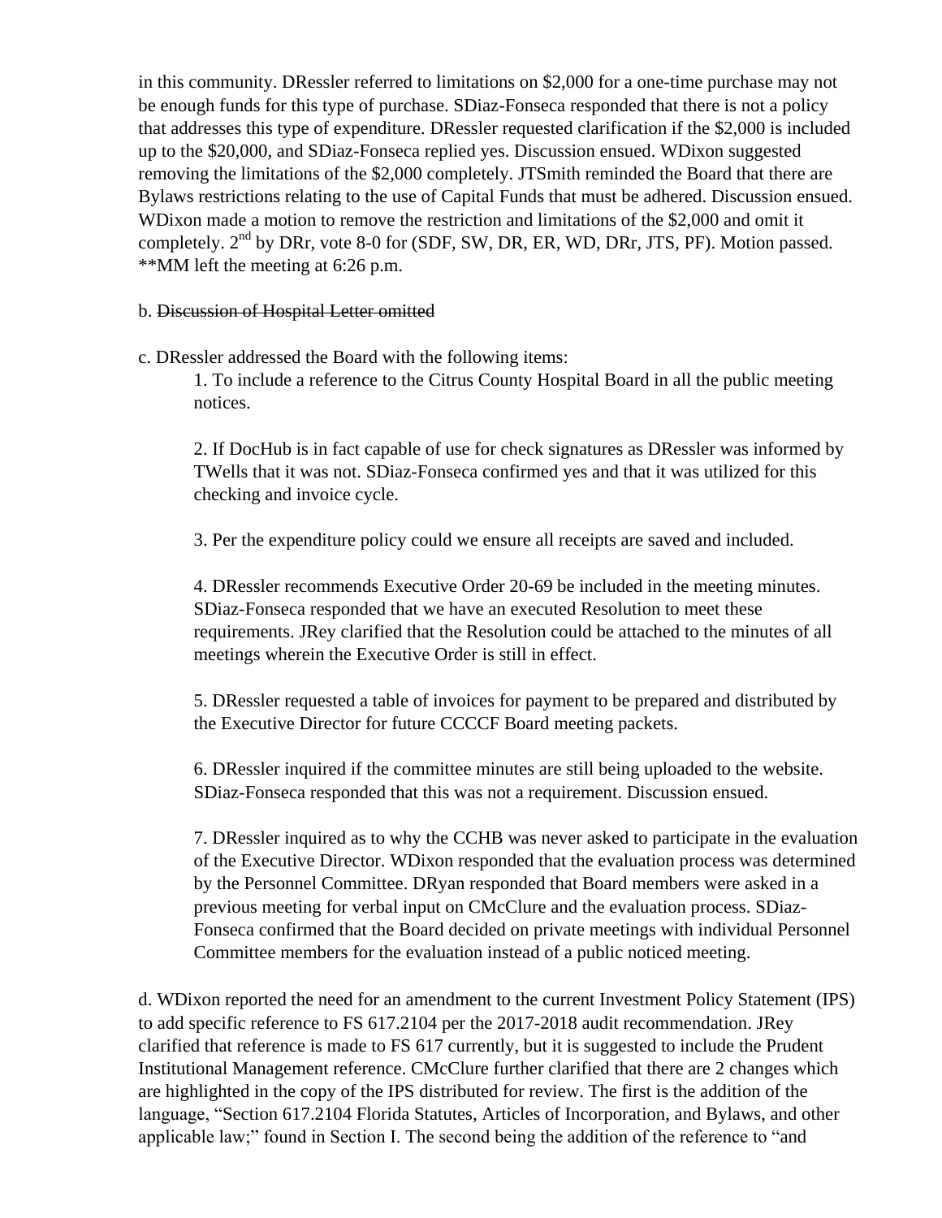in this community. DRessler referred to limitations on $2,000 for a one-time purchase may not be enough funds for this type of purchase. SDiaz-Fonseca responded that there is not a policy that addresses this type of expenditure. DRessler requested clarification if the $2,000 is included up to the $20,000, and SDiaz-Fonseca replied yes. Discussion ensued. WDixon suggested removing the limitations of the $2,000 completely. JTSmith reminded the Board that there are Bylaws restrictions relating to the use of Capital Funds that must be adhered. Discussion ensued. WDixon made a motion to remove the restriction and limitations of the $2,000 and omit it completely. 2nd by DRr, vote 8-0 for (SDF, SW, DR, ER, WD, DRr, JTS, PF). Motion passed.
**MM left the meeting at 6:26 p.m.

b. ~~Discussion of Hospital Letter omitted~~

c. DRessler addressed the Board with the following items:

1. To include a reference to the Citrus County Hospital Board in all the public meeting notices.

2. If DocHub is in fact capable of use for check signatures as DRessler was informed by TWells that it was not. SDiaz-Fonseca confirmed yes and that it was utilized for this checking and invoice cycle.

3. Per the expenditure policy could we ensure all receipts are saved and included.

4. DRessler recommends Executive Order 20-69 be included in the meeting minutes. SDiaz-Fonseca responded that we have an executed Resolution to meet these requirements. JRey clarified that the Resolution could be attached to the minutes of all meetings wherein the Executive Order is still in effect.

5. DRessler requested a table of invoices for payment to be prepared and distributed by the Executive Director for future CCCCF Board meeting packets.

6. DRessler inquired if the committee minutes are still being uploaded to the website. SDiaz-Fonseca responded that this was not a requirement. Discussion ensued.

7. DRessler inquired as to why the CCHB was never asked to participate in the evaluation of the Executive Director. WDixon responded that the evaluation process was determined by the Personnel Committee. DRyan responded that Board members were asked in a previous meeting for verbal input on CMcClure and the evaluation process. SDiaz-Fonseca confirmed that the Board decided on private meetings with individual Personnel Committee members for the evaluation instead of a public noticed meeting.

d. WDixon reported the need for an amendment to the current Investment Policy Statement (IPS) to add specific reference to FS 617.2104 per the 2017-2018 audit recommendation. JRey clarified that reference is made to FS 617 currently, but it is suggested to include the Prudent Institutional Management reference. CMcClure further clarified that there are 2 changes which are highlighted in the copy of the IPS distributed for review. The first is the addition of the language, "Section 617.2104 Florida Statutes, Articles of Incorporation, and Bylaws, and other applicable law;" found in Section I. The second being the addition of the reference to "and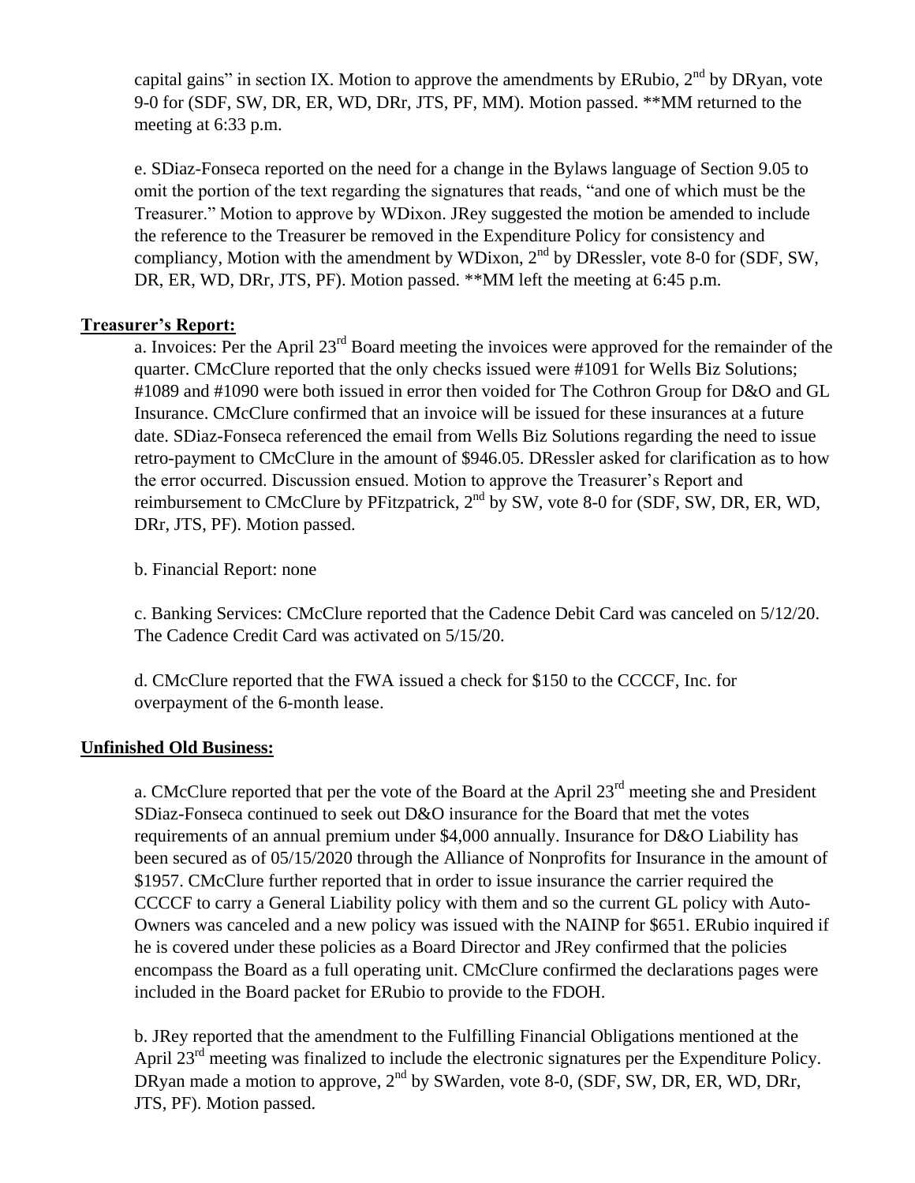capital gains" in section IX. Motion to approve the amendments by ERubio, 2nd by DRyan, vote 9-0 for (SDF, SW, DR, ER, WD, DRr, JTS, PF, MM). Motion passed. **MM returned to the meeting at 6:33 p.m.

e. SDiaz-Fonseca reported on the need for a change in the Bylaws language of Section 9.05 to omit the portion of the text regarding the signatures that reads, "and one of which must be the Treasurer." Motion to approve by WDixon. JRey suggested the motion be amended to include the reference to the Treasurer be removed in the Expenditure Policy for consistency and compliancy, Motion with the amendment by WDixon, 2nd by DRessler, vote 8-0 for (SDF, SW, DR, ER, WD, DRr, JTS, PF). Motion passed. **MM left the meeting at 6:45 p.m.

**Treasurer's Report:**

a. Invoices: Per the April 23rd Board meeting the invoices were approved for the remainder of the quarter. CMcClure reported that the only checks issued were #1091 for Wells Biz Solutions; #1089 and #1090 were both issued in error then voided for The Cothron Group for D&O and GL Insurance. CMcClure confirmed that an invoice will be issued for these insurances at a future date. SDiaz-Fonseca referenced the email from Wells Biz Solutions regarding the need to issue retro-payment to CMcClure in the amount of $946.05. DRessler asked for clarification as to how the error occurred. Discussion ensued. Motion to approve the Treasurer's Report and reimbursement to CMcClure by PFitzpatrick, 2nd by SW, vote 8-0 for (SDF, SW, DR, ER, WD, DRr, JTS, PF). Motion passed.

b. Financial Report: none

c. Banking Services: CMcClure reported that the Cadence Debit Card was canceled on 5/12/20. The Cadence Credit Card was activated on 5/15/20.

d. CMcClure reported that the FWA issued a check for $150 to the CCCCF, Inc. for overpayment of the 6-month lease.

**Unfinished Old Business:**

a. CMcClure reported that per the vote of the Board at the April 23rd meeting she and President SDiaz-Fonseca continued to seek out D&O insurance for the Board that met the votes requirements of an annual premium under $4,000 annually. Insurance for D&O Liability has been secured as of 05/15/2020 through the Alliance of Nonprofits for Insurance in the amount of $1957. CMcClure further reported that in order to issue insurance the carrier required the CCCCF to carry a General Liability policy with them and so the current GL policy with Auto-Owners was canceled and a new policy was issued with the NAINP for $651. ERubio inquired if he is covered under these policies as a Board Director and JRey confirmed that the policies encompass the Board as a full operating unit. CMcClure confirmed the declarations pages were included in the Board packet for ERubio to provide to the FDOH.

b. JRey reported that the amendment to the Fulfilling Financial Obligations mentioned at the April 23rd meeting was finalized to include the electronic signatures per the Expenditure Policy. DRyan made a motion to approve, 2nd by SWarden, vote 8-0, (SDF, SW, DR, ER, WD, DRr, JTS, PF). Motion passed.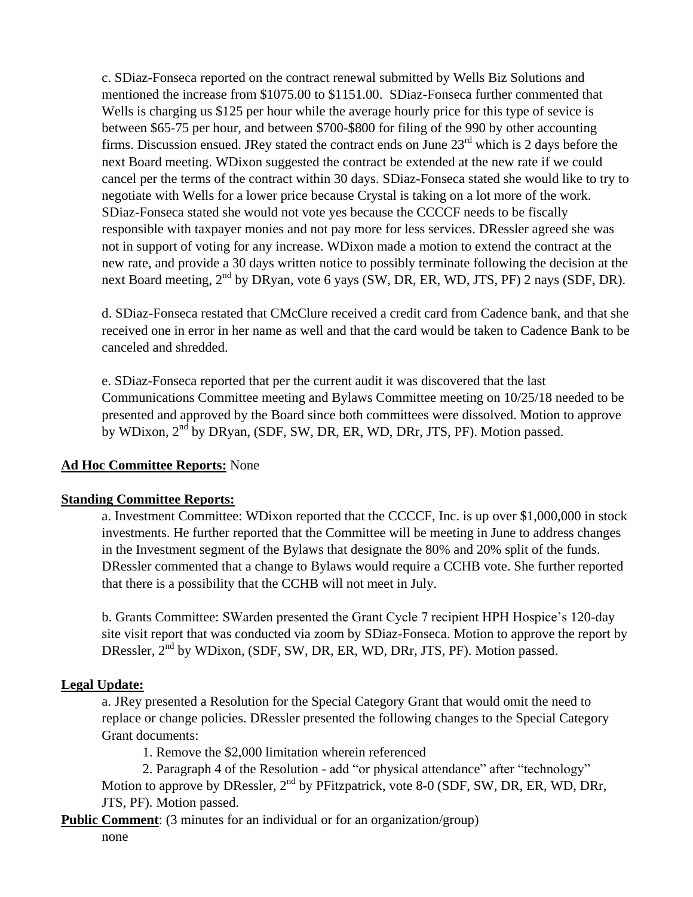c. SDiaz-Fonseca reported on the contract renewal submitted by Wells Biz Solutions and mentioned the increase from $1075.00 to $1151.00. SDiaz-Fonseca further commented that Wells is charging us $125 per hour while the average hourly price for this type of sevice is between $65-75 per hour, and between $700-$800 for filing of the 990 by other accounting firms. Discussion ensued. JRey stated the contract ends on June 23rd which is 2 days before the next Board meeting. WDixon suggested the contract be extended at the new rate if we could cancel per the terms of the contract within 30 days. SDiaz-Fonseca stated she would like to try to negotiate with Wells for a lower price because Crystal is taking on a lot more of the work. SDiaz-Fonseca stated she would not vote yes because the CCCCF needs to be fiscally responsible with taxpayer monies and not pay more for less services. DRessler agreed she was not in support of voting for any increase. WDixon made a motion to extend the contract at the new rate, and provide a 30 days written notice to possibly terminate following the decision at the next Board meeting, 2nd by DRyan, vote 6 yays (SW, DR, ER, WD, JTS, PF) 2 nays (SDF, DR).

d. SDiaz-Fonseca restated that CMcClure received a credit card from Cadence bank, and that she received one in error in her name as well and that the card would be taken to Cadence Bank to be canceled and shredded.

e. SDiaz-Fonseca reported that per the current audit it was discovered that the last Communications Committee meeting and Bylaws Committee meeting on 10/25/18 needed to be presented and approved by the Board since both committees were dissolved. Motion to approve by WDixon, 2nd by DRyan, (SDF, SW, DR, ER, WD, DRr, JTS, PF). Motion passed.

**Ad Hoc Committee Reports:** None

**Standing Committee Reports:**

a. Investment Committee: WDixon reported that the CCCCF, Inc. is up over $1,000,000 in stock investments. He further reported that the Committee will be meeting in June to address changes in the Investment segment of the Bylaws that designate the 80% and 20% split of the funds. DRessler commented that a change to Bylaws would require a CCHB vote. She further reported that there is a possibility that the CCHB will not meet in July.

b. Grants Committee: SWarden presented the Grant Cycle 7 recipient HPH Hospice's 120-day site visit report that was conducted via zoom by SDiaz-Fonseca. Motion to approve the report by DRessler, 2nd by WDixon, (SDF, SW, DR, ER, WD, DRr, JTS, PF). Motion passed.

**Legal Update:**

a. JRey presented a Resolution for the Special Category Grant that would omit the need to replace or change policies. DRessler presented the following changes to the Special Category Grant documents:

1. Remove the $2,000 limitation wherein referenced
2. Paragraph 4 of the Resolution - add "or physical attendance" after "technology"

Motion to approve by DRessler, 2nd by PFitzpatrick, vote 8-0 (SDF, SW, DR, ER, WD, DRr, JTS, PF). Motion passed.

**Public Comment**: (3 minutes for an individual or for an organization/group)

none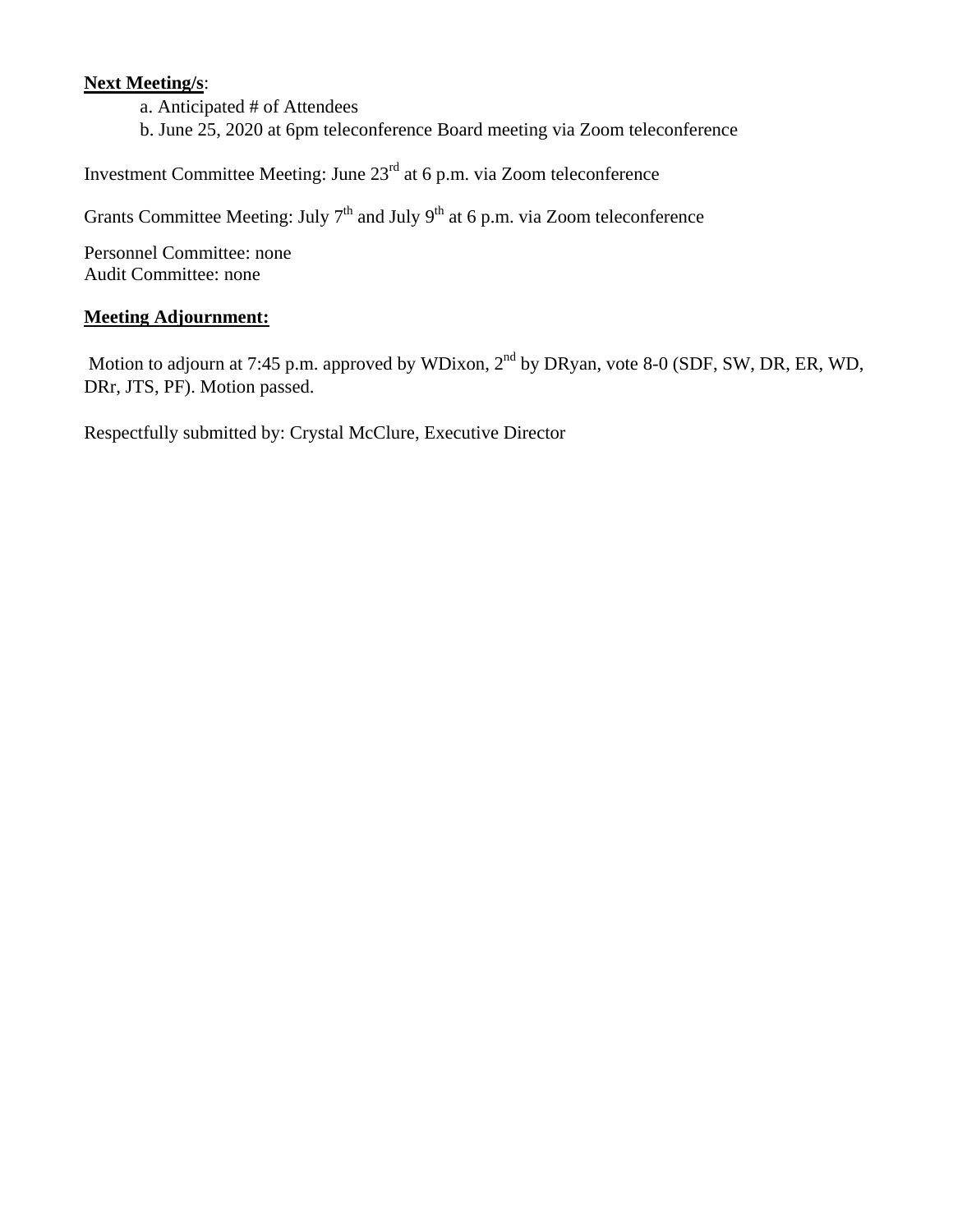**Next Meeting/s**:

a. Anticipated # of Attendees
b. June 25, 2020 at 6pm teleconference Board meeting via Zoom teleconference

Investment Committee Meeting: June 23rd at 6 p.m. via Zoom teleconference

Grants Committee Meeting: July 7th and July 9th at 6 p.m. via Zoom teleconference

Personnel Committee: none
Audit Committee: none

**Meeting Adjournment:**

Motion to adjourn at 7:45 p.m. approved by WDixon, 2nd by DRyan, vote 8-0 (SDF, SW, DR, ER, WD, DRr, JTS, PF). Motion passed.

Respectfully submitted by: Crystal McClure, Executive Director